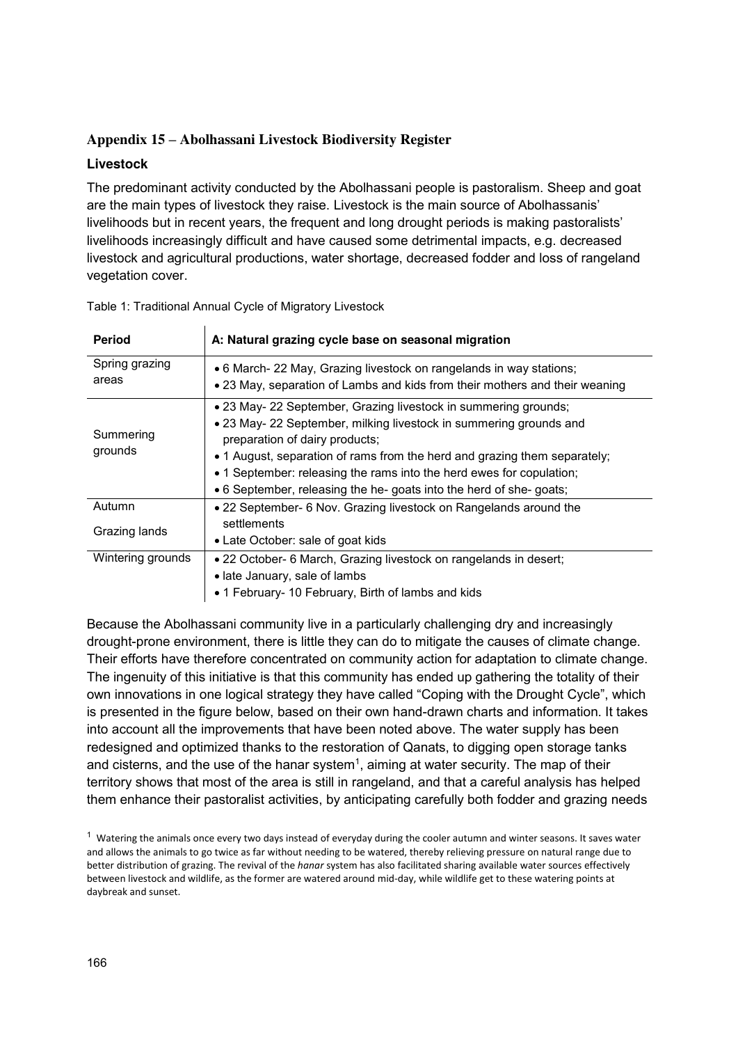## Appendix 15 – Abolhassani Livestock Biodiversity Register

### Livestock

The predominant activity conducted by the Abolhassani people is pastoralism. Sheep and goat are the main types of livestock they raise. Livestock is the main source of Abolhassanis' livelihoods but in recent years, the frequent and long drought periods is making pastoralists' livelihoods increasingly difficult and have caused some detrimental impacts, e.g. decreased livestock and agricultural productions, water shortage, decreased fodder and loss of rangeland vegetation cover.

Table 1: Traditional Annual Cycle of Migratory Livestock

| Period | A: Natural grazing cycle base on seasonal migration |
|---|---|
| Spring grazing areas | • 6 March- 22 May, Grazing livestock on rangelands in way stations;<br>• 23 May, separation of Lambs and kids from their mothers and their weaning |
| Summering grounds | • 23 May- 22 September, Grazing livestock in summering grounds;<br>• 23 May- 22 September, milking livestock in summering grounds and preparation of dairy products;<br>• 1 August, separation of rams from the herd and grazing them separately;<br>• 1 September: releasing the rams into the herd ewes for copulation;<br>• 6 September, releasing the he- goats into the herd of she- goats; |
| Autumn Grazing lands | • 22 September- 6 Nov. Grazing livestock on Rangelands around the settlements<br>• Late October: sale of goat kids |
| Wintering grounds | • 22 October- 6 March, Grazing livestock on rangelands in desert;<br>• late January, sale of lambs<br>• 1 February- 10 February, Birth of lambs and kids |

Because the Abolhassani community live in a particularly challenging dry and increasingly drought-prone environment, there is little they can do to mitigate the causes of climate change. Their efforts have therefore concentrated on community action for adaptation to climate change. The ingenuity of this initiative is that this community has ended up gathering the totality of their own innovations in one logical strategy they have called "Coping with the Drought Cycle", which is presented in the figure below, based on their own hand-drawn charts and information. It takes into account all the improvements that have been noted above. The water supply has been redesigned and optimized thanks to the restoration of Qanats, to digging open storage tanks and cisterns, and the use of the hanar system[1], aiming at water security. The map of their territory shows that most of the area is still in rangeland, and that a careful analysis has helped them enhance their pastoralist activities, by anticipating carefully both fodder and grazing needs

[1] Watering the animals once every two days instead of everyday during the cooler autumn and winter seasons. It saves water and allows the animals to go twice as far without needing to be watered, thereby relieving pressure on natural range due to better distribution of grazing. The revival of the *hanar* system has also facilitated sharing available water sources effectively between livestock and wildlife, as the former are watered around mid-day, while wildlife get to these watering points at daybreak and sunset.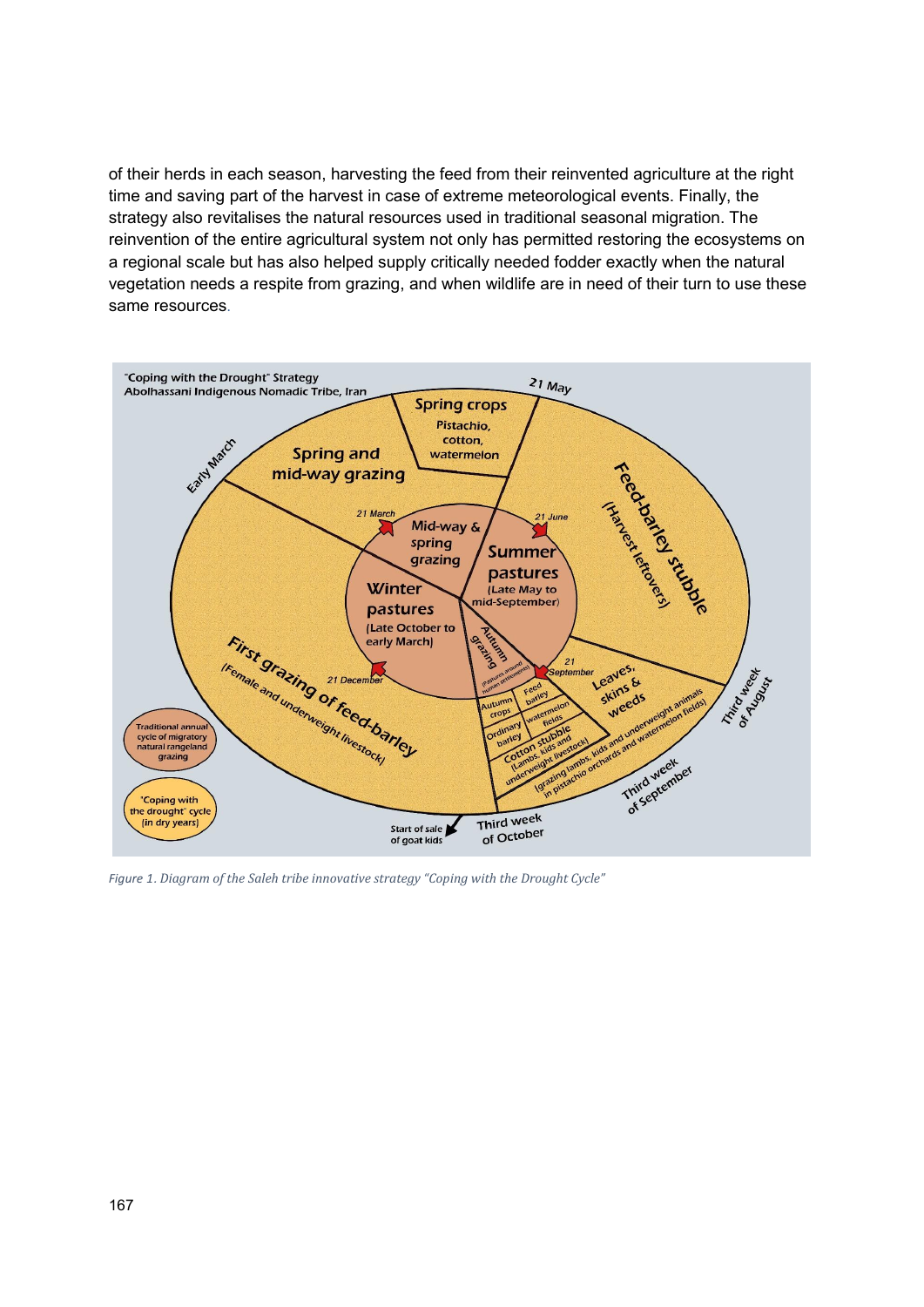of their herds in each season, harvesting the feed from their reinvented agriculture at the right time and saving part of the harvest in case of extreme meteorological events. Finally, the strategy also revitalises the natural resources used in traditional seasonal migration. The reinvention of the entire agricultural system not only has permitted restoring the ecosystems on a regional scale but has also helped supply critically needed fodder exactly when the natural vegetation needs a respite from grazing, and when wildlife are in need of their turn to use these same resources.

*Figure 1. Diagram of the Saleh tribe innovative strategy "Coping with the Drought Cycle"*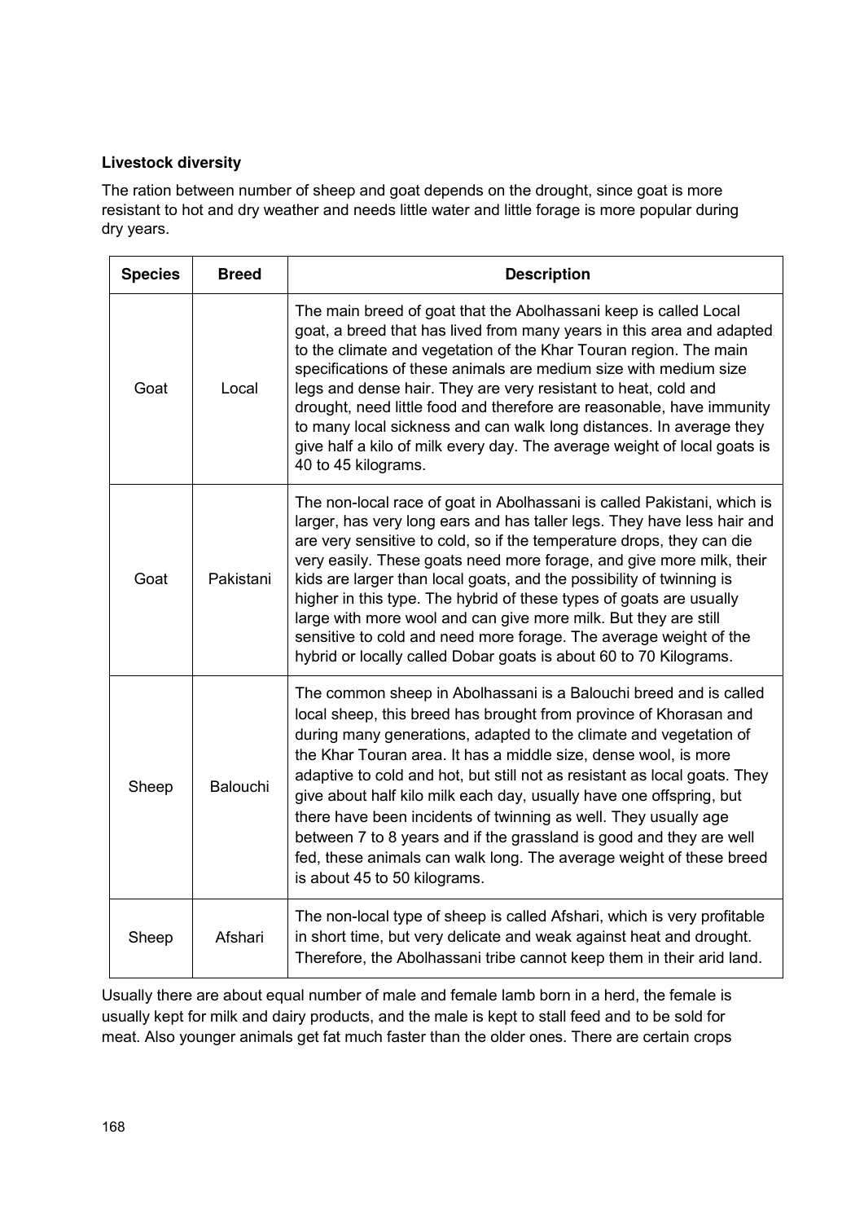**Livestock diversity**

The ration between number of sheep and goat depends on the drought, since goat is more resistant to hot and dry weather and needs little water and little forage is more popular during dry years.

| Species | Breed | Description |
|---|---|---|
| Goat | Local | The main breed of goat that the Abolhassani keep is called Local goat, a breed that has lived from many years in this area and adapted to the climate and vegetation of the Khar Touran region. The main specifications of these animals are medium size with medium size legs and dense hair. They are very resistant to heat, cold and drought, need little food and therefore are reasonable, have immunity to many local sickness and can walk long distances. In average they give half a kilo of milk every day. The average weight of local goats is 40 to 45 kilograms. |
| Goat | Pakistani | The non-local race of goat in Abolhassani is called Pakistani, which is larger, has very long ears and has taller legs. They have less hair and are very sensitive to cold, so if the temperature drops, they can die very easily. These goats need more forage, and give more milk, their kids are larger than local goats, and the possibility of twinning is higher in this type. The hybrid of these types of goats are usually large with more wool and can give more milk. But they are still sensitive to cold and need more forage. The average weight of the hybrid or locally called Dobar goats is about 60 to 70 Kilograms. |
| Sheep | Balouchi | The common sheep in Abolhassani is a Balouchi breed and is called local sheep, this breed has brought from province of Khorasan and during many generations, adapted to the climate and vegetation of the Khar Touran area. It has a middle size, dense wool, is more adaptive to cold and hot, but still not as resistant as local goats. They give about half kilo milk each day, usually have one offspring, but there have been incidents of twinning as well. They usually age between 7 to 8 years and if the grassland is good and they are well fed, these animals can walk long. The average weight of these breed is about 45 to 50 kilograms. |
| Sheep | Afshari | The non-local type of sheep is called Afshari, which is very profitable in short time, but very delicate and weak against heat and drought. Therefore, the Abolhassani tribe cannot keep them in their arid land. |

Usually there are about equal number of male and female lamb born in a herd, the female is usually kept for milk and dairy products, and the male is kept to stall feed and to be sold for meat. Also younger animals get fat much faster than the older ones. There are certain crops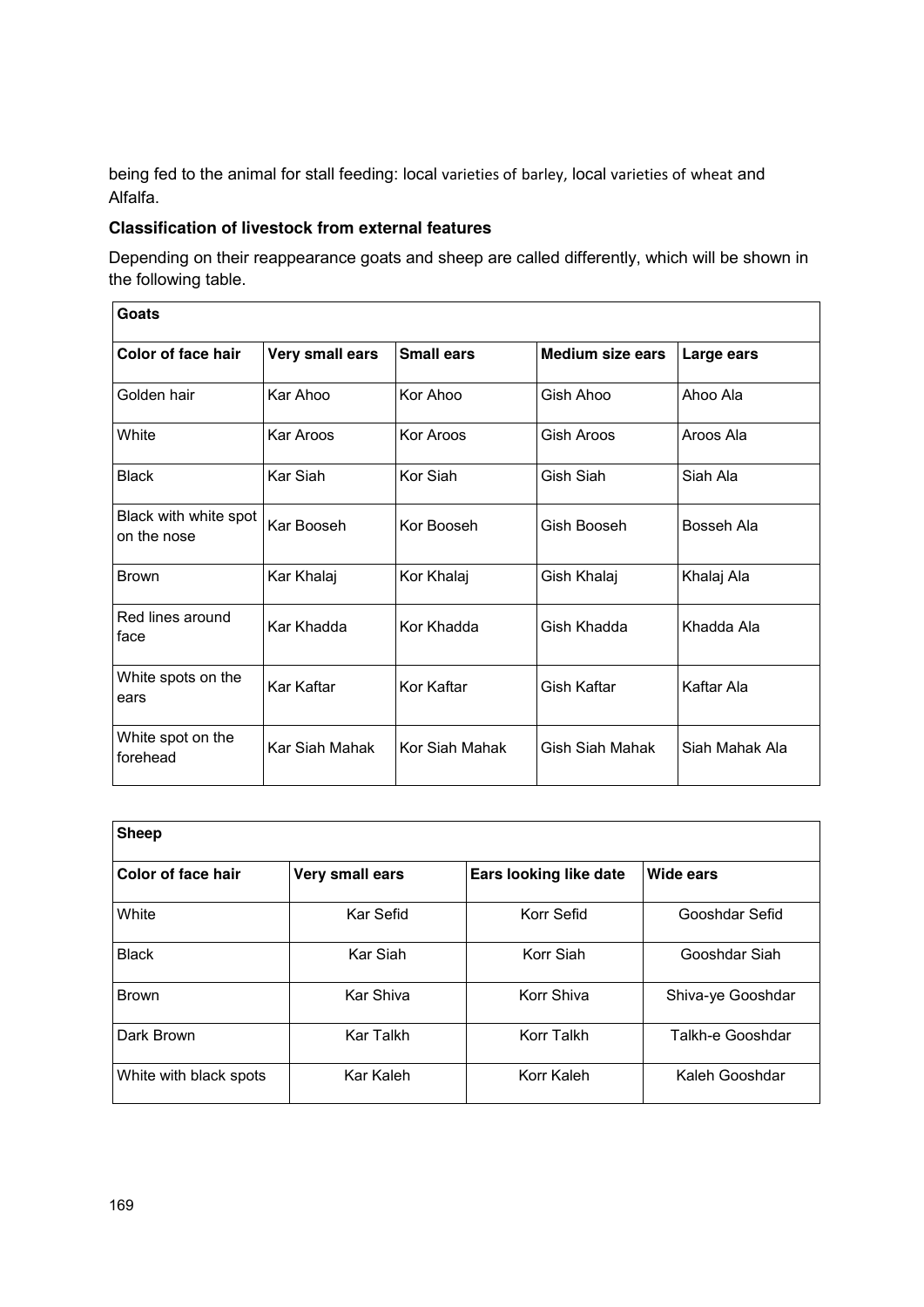being fed to the animal for stall feeding: local varieties of barley, local varieties of wheat and Alfalfa.

**Classification of livestock from external features**

Depending on their reappearance goats and sheep are called differently, which will be shown in the following table.

| **Goats** | | | | |
|---|---|---|---|---|
| **Color of face hair** | **Very small ears** | **Small ears** | **Medium size ears** | **Large ears** |
| Golden hair | Kar Ahoo | Kor Ahoo | Gish Ahoo | Ahoo Ala |
| White | Kar Aroos | Kor Aroos | Gish Aroos | Aroos Ala |
| Black | Kar Siah | Kor Siah | Gish Siah | Siah Ala |
| Black with white spot on the nose | Kar Booseh | Kor Booseh | Gish Booseh | Bosseh Ala |
| Brown | Kar Khalaj | Kor Khalaj | Gish Khalaj | Khalaj Ala |
| Red lines around face | Kar Khadda | Kor Khadda | Gish Khadda | Khadda Ala |
| White spots on the ears | Kar Kaftar | Kor Kaftar | Gish Kaftar | Kaftar Ala |
| White spot on the forehead | Kar Siah Mahak | Kor Siah Mahak | Gish Siah Mahak | Siah Mahak Ala |

| **Sheep** | | | |
|---|---|---|---|
| **Color of face hair** | **Very small ears** | **Ears looking like date** | **Wide ears** |
| White | Kar Sefid | Korr Sefid | Gooshdar Sefid |
| Black | Kar Siah | Korr Siah | Gooshdar Siah |
| Brown | Kar Shiva | Korr Shiva | Shiva-ye Gooshdar |
| Dark Brown | Kar Talkh | Korr Talkh | Talkh-e Gooshdar |
| White with black spots | Kar Kaleh | Korr Kaleh | Kaleh Gooshdar |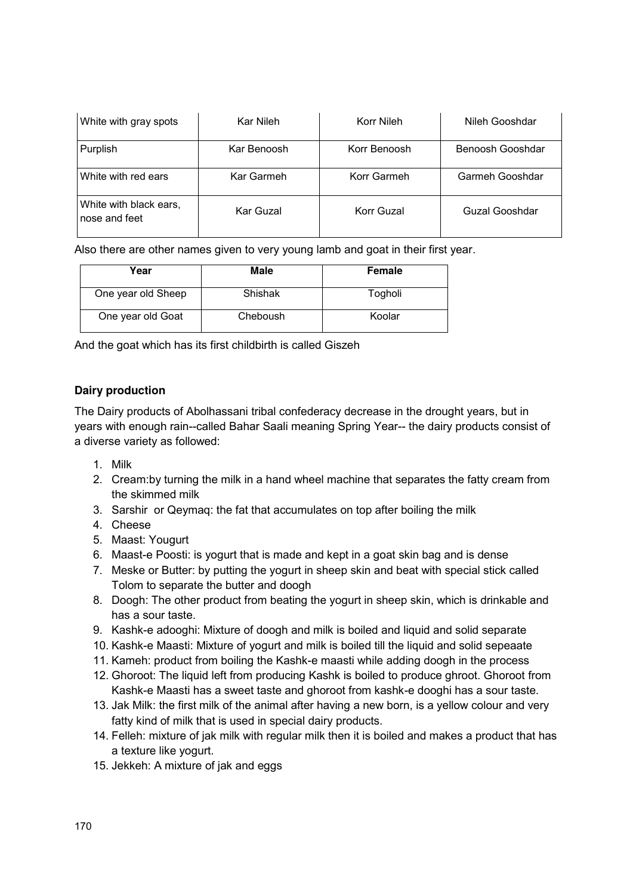| White with gray spots | Kar Nileh | Korr Nileh | Nileh Gooshdar |
|---|---|---|---|
| Purplish | Kar Benoosh | Korr Benoosh | Benoosh Gooshdar |
| White with red ears | Kar Garmeh | Korr Garmeh | Garmeh Gooshdar |
| White with black ears, nose and feet | Kar Guzal | Korr Guzal | Guzal Gooshdar |

Also there are other names given to very young lamb and goat in their first year.

| Year | Male | Female |
|---|---|---|
| One year old Sheep | Shishak | Togholi |
| One year old Goat | Cheboush | Koolar |

And the goat which has its first childbirth is called Giszeh

**Dairy production**

The Dairy products of Abolhassani tribal confederacy decrease in the drought years, but in years with enough rain--called Bahar Saali meaning Spring Year-- the dairy products consist of a diverse variety as followed:

1. Milk
2. Cream:by turning the milk in a hand wheel machine that separates the fatty cream from the skimmed milk
3. Sarshir or Qeymaq: the fat that accumulates on top after boiling the milk
4. Cheese
5. Maast: Yougurt
6. Maast-e Poosti: is yogurt that is made and kept in a goat skin bag and is dense
7. Meske or Butter: by putting the yogurt in sheep skin and beat with special stick called Tolom to separate the butter and doogh
8. Doogh: The other product from beating the yogurt in sheep skin, which is drinkable and has a sour taste.
9. Kashk-e adooghi: Mixture of doogh and milk is boiled and liquid and solid separate
10. Kashk-e Maasti: Mixture of yogurt and milk is boiled till the liquid and solid sepeaate
11. Kameh: product from boiling the Kashk-e maasti while adding doogh in the process
12. Ghoroot: The liquid left from producing Kashk is boiled to produce ghroot. Ghoroot from Kashk-e Maasti has a sweet taste and ghoroot from kashk-e dooghi has a sour taste.
13. Jak Milk: the first milk of the animal after having a new born, is a yellow colour and very fatty kind of milk that is used in special dairy products.
14. Felleh: mixture of jak milk with regular milk then it is boiled and makes a product that has a texture like yogurt.
15. Jekkeh: A mixture of jak and eggs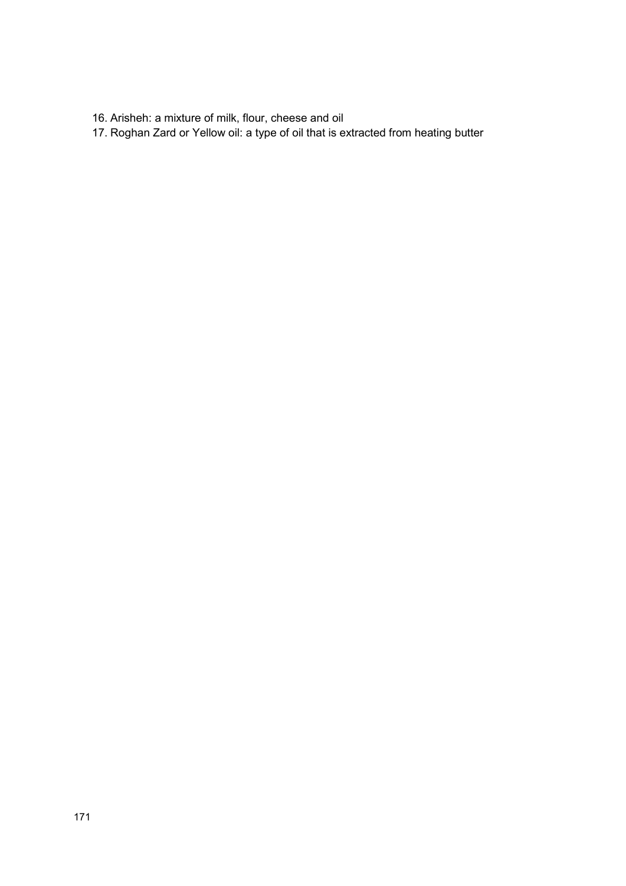16. Arisheh: a mixture of milk, flour, cheese and oil
17. Roghan Zard or Yellow oil: a type of oil that is extracted from heating butter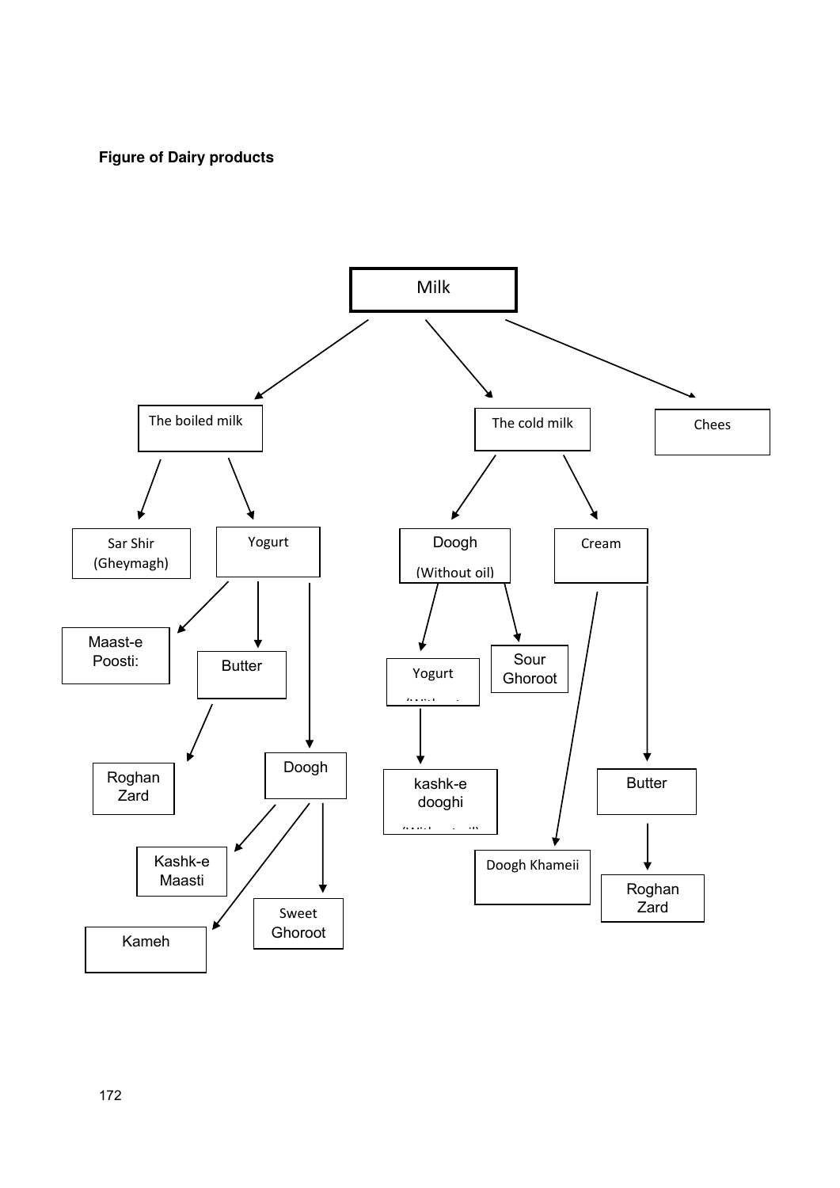**Figure of Dairy products**

Milk

The boiled milk

The cold milk

Chees

Sar Shir (Gheymagh)

Yogurt

Doogh (Without oil)

Cream

Maast-e Poosti:

Butter

Yogurt

Sour Ghoroot

Roghan Zard

Doogh

kashk-e dooghi

Butter

Kashk-e Maasti

Doogh Khameii

Roghan Zard

Kameh

Sweet Ghoroot